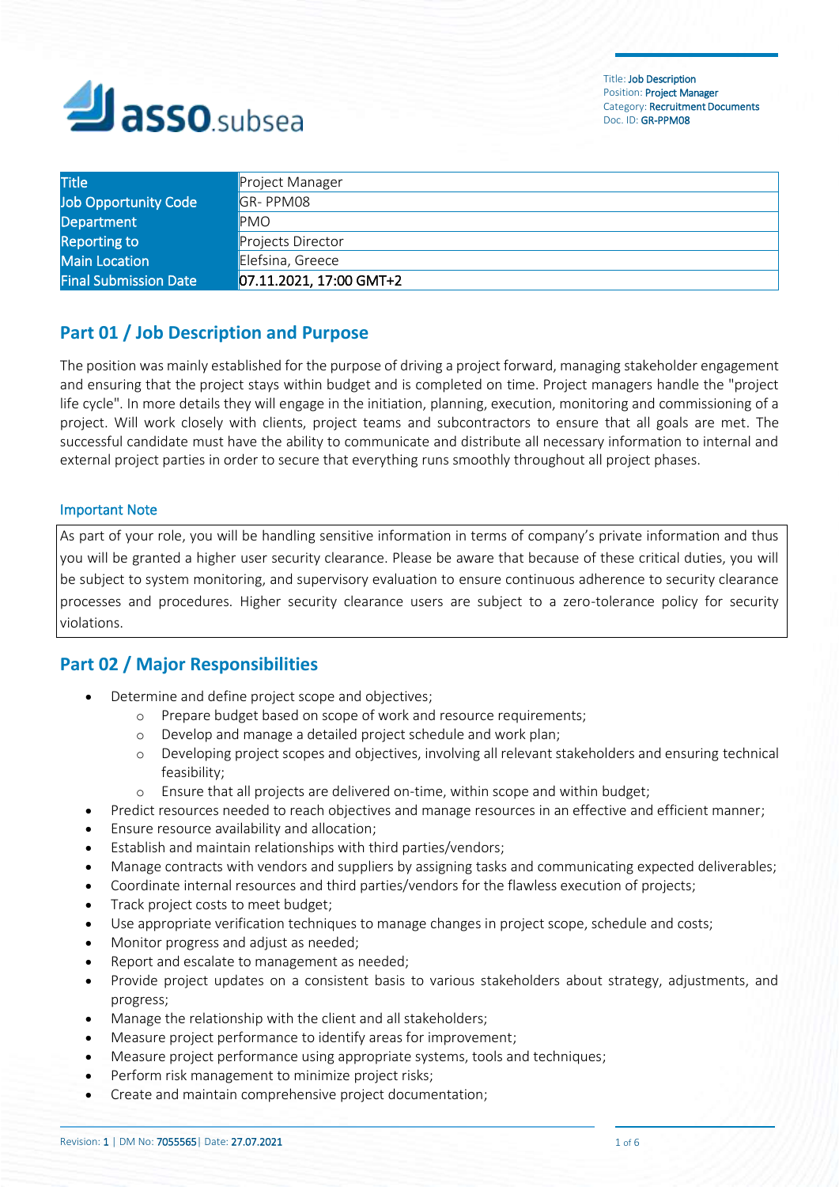| Title | Project Manager |
| --- | --- |
| Job Opportunity Code | GR- PPM08 |
| Department | PMO |
| Reporting to | Projects Director |
| Main Location | Elefsina, Greece |
| Final Submission Date | 07.11.2021, 17:00 GMT+2 |

## Part 01 / Job Description and Purpose

The position was mainly established for the purpose of driving a project forward, managing stakeholder engagement and ensuring that the project stays within budget and is completed on time. Project managers handle the "project life cycle". In more details they will engage in the initiation, planning, execution, monitoring and commissioning of a project. Will work closely with clients, project teams and subcontractors to ensure that all goals are met. The successful candidate must have the ability to communicate and distribute all necessary information to internal and external project parties in order to secure that everything runs smoothly throughout all project phases.

### Important Note

As part of your role, you will be handling sensitive information in terms of company's private information and thus you will be granted a higher user security clearance. Please be aware that because of these critical duties, you will be subject to system monitoring, and supervisory evaluation to ensure continuous adherence to security clearance processes and procedures. Higher security clearance users are subject to a zero-tolerance policy for security violations.

## Part 02 / Major Responsibilities

- Determine and define project scope and objectives;
  - Prepare budget based on scope of work and resource requirements;
  - Develop and manage a detailed project schedule and work plan;
  - Developing project scopes and objectives, involving all relevant stakeholders and ensuring technical feasibility;
  - Ensure that all projects are delivered on-time, within scope and within budget;
- Predict resources needed to reach objectives and manage resources in an effective and efficient manner;
- Ensure resource availability and allocation;
- Establish and maintain relationships with third parties/vendors;
- Manage contracts with vendors and suppliers by assigning tasks and communicating expected deliverables;
- Coordinate internal resources and third parties/vendors for the flawless execution of projects;
- Track project costs to meet budget;
- Use appropriate verification techniques to manage changes in project scope, schedule and costs;
- Monitor progress and adjust as needed;
- Report and escalate to management as needed;
- Provide project updates on a consistent basis to various stakeholders about strategy, adjustments, and progress;
- Manage the relationship with the client and all stakeholders;
- Measure project performance to identify areas for improvement;
- Measure project performance using appropriate systems, tools and techniques;
- Perform risk management to minimize project risks;
- Create and maintain comprehensive project documentation;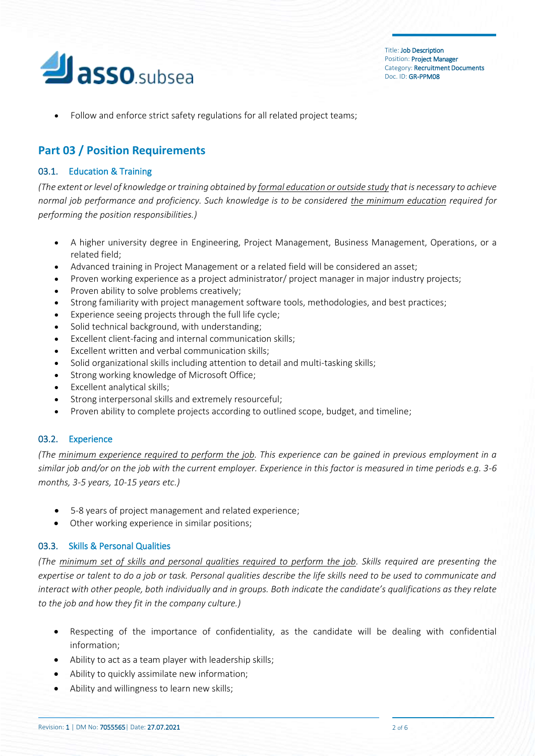- Follow and enforce strict safety regulations for all related project teams;

## Part 03 / Position Requirements

### 03.1. Education & Training

*(The extent or level of knowledge or training obtained by formal education or outside study that is necessary to achieve normal job performance and proficiency. Such knowledge is to be considered the minimum education required for performing the position responsibilities.)*

- A higher university degree in Engineering, Project Management, Business Management, Operations, or a related field;
- Advanced training in Project Management or a related field will be considered an asset;
- Proven working experience as a project administrator/ project manager in major industry projects;
- Proven ability to solve problems creatively;
- Strong familiarity with project management software tools, methodologies, and best practices;
- Experience seeing projects through the full life cycle;
- Solid technical background, with understanding;
- Excellent client-facing and internal communication skills;
- Excellent written and verbal communication skills;
- Solid organizational skills including attention to detail and multi-tasking skills;
- Strong working knowledge of Microsoft Office;
- Excellent analytical skills;
- Strong interpersonal skills and extremely resourceful;
- Proven ability to complete projects according to outlined scope, budget, and timeline;

### 03.2. Experience

*(The minimum experience required to perform the job. This experience can be gained in previous employment in a similar job and/or on the job with the current employer. Experience in this factor is measured in time periods e.g. 3-6 months, 3-5 years, 10-15 years etc.)*

- 5-8 years of project management and related experience;
- Other working experience in similar positions;

### 03.3. Skills & Personal Qualities

*(The minimum set of skills and personal qualities required to perform the job. Skills required are presenting the expertise or talent to do a job or task. Personal qualities describe the life skills need to be used to communicate and interact with other people, both individually and in groups. Both indicate the candidate's qualifications as they relate to the job and how they fit in the company culture.)*

- Respecting of the importance of confidentiality, as the candidate will be dealing with confidential information;
- Ability to act as a team player with leadership skills;
- Ability to quickly assimilate new information;
- Ability and willingness to learn new skills;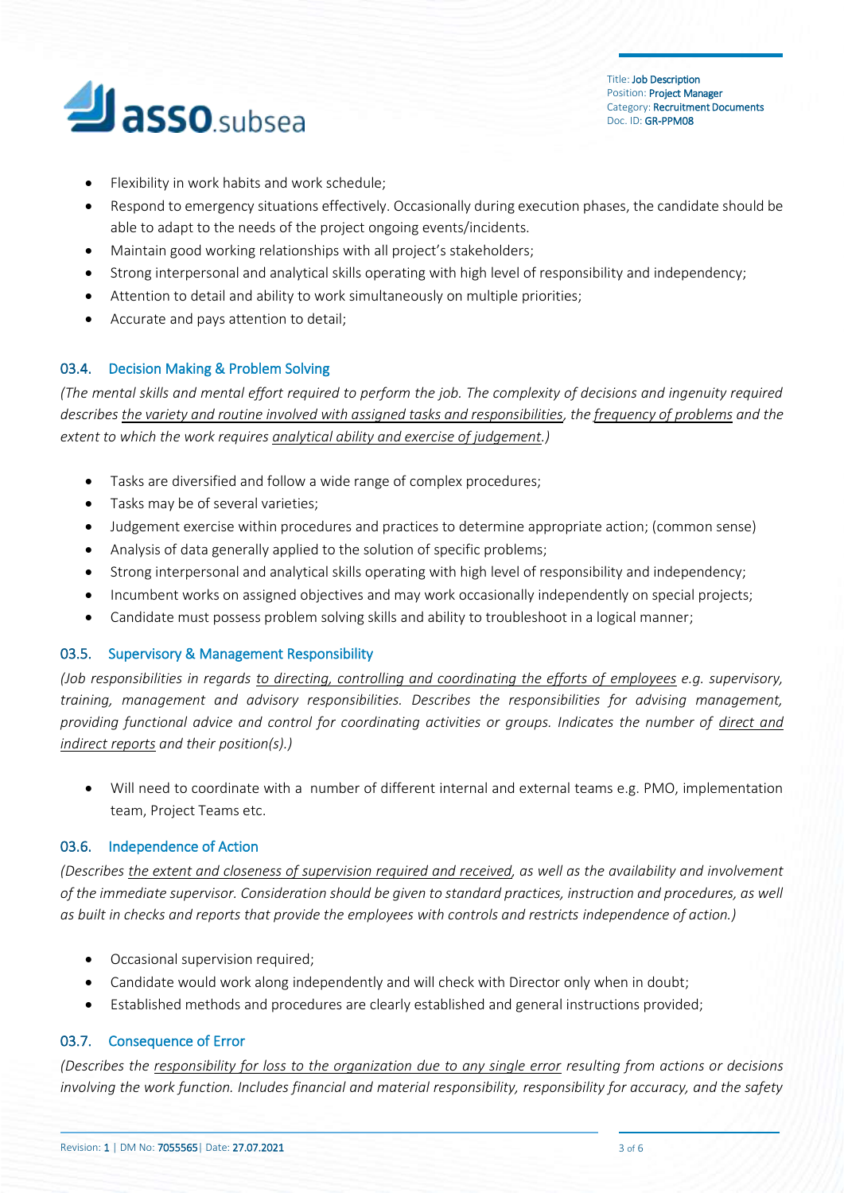- Flexibility in work habits and work schedule;
- Respond to emergency situations effectively. Occasionally during execution phases, the candidate should be able to adapt to the needs of the project ongoing events/incidents.
- Maintain good working relationships with all project's stakeholders;
- Strong interpersonal and analytical skills operating with high level of responsibility and independency;
- Attention to detail and ability to work simultaneously on multiple priorities;
- Accurate and pays attention to detail;

### 03.4. Decision Making & Problem Solving

*(The mental skills and mental effort required to perform the job. The complexity of decisions and ingenuity required describes the variety and routine involved with assigned tasks and responsibilities, the frequency of problems and the extent to which the work requires analytical ability and exercise of judgement.)*

- Tasks are diversified and follow a wide range of complex procedures;
- Tasks may be of several varieties;
- Judgement exercise within procedures and practices to determine appropriate action; (common sense)
- Analysis of data generally applied to the solution of specific problems;
- Strong interpersonal and analytical skills operating with high level of responsibility and independency;
- Incumbent works on assigned objectives and may work occasionally independently on special projects;
- Candidate must possess problem solving skills and ability to troubleshoot in a logical manner;

### 03.5. Supervisory & Management Responsibility

*(Job responsibilities in regards to directing, controlling and coordinating the efforts of employees e.g. supervisory, training, management and advisory responsibilities. Describes the responsibilities for advising management, providing functional advice and control for coordinating activities or groups. Indicates the number of direct and indirect reports and their position(s).)*

- Will need to coordinate with a number of different internal and external teams e.g. PMO, implementation team, Project Teams etc.

### 03.6. Independence of Action

*(Describes the extent and closeness of supervision required and received, as well as the availability and involvement of the immediate supervisor. Consideration should be given to standard practices, instruction and procedures, as well as built in checks and reports that provide the employees with controls and restricts independence of action.)*

- Occasional supervision required;
- Candidate would work along independently and will check with Director only when in doubt;
- Established methods and procedures are clearly established and general instructions provided;

### 03.7. Consequence of Error

*(Describes the responsibility for loss to the organization due to any single error resulting from actions or decisions involving the work function. Includes financial and material responsibility, responsibility for accuracy, and the safety*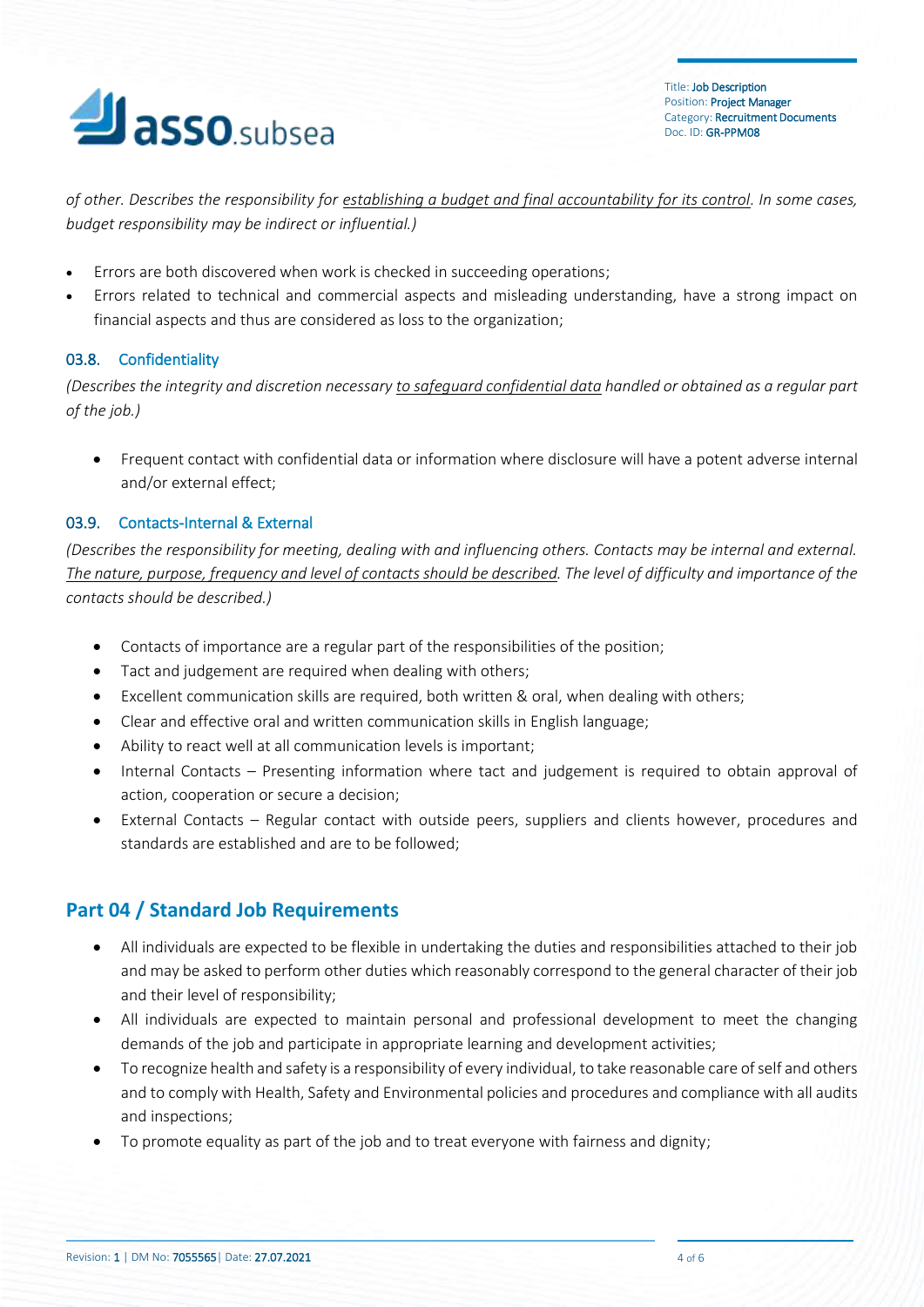*of other. Describes the responsibility for establishing a budget and final accountability for its control. In some cases, budget responsibility may be indirect or influential.)*

- Errors are both discovered when work is checked in succeeding operations;
- Errors related to technical and commercial aspects and misleading understanding, have a strong impact on financial aspects and thus are considered as loss to the organization;

### 03.8. Confidentiality

*(Describes the integrity and discretion necessary to safeguard confidential data handled or obtained as a regular part of the job.)*

- Frequent contact with confidential data or information where disclosure will have a potent adverse internal and/or external effect;

### 03.9. Contacts-Internal & External

*(Describes the responsibility for meeting, dealing with and influencing others. Contacts may be internal and external. The nature, purpose, frequency and level of contacts should be described. The level of difficulty and importance of the contacts should be described.)*

- Contacts of importance are a regular part of the responsibilities of the position;
- Tact and judgement are required when dealing with others;
- Excellent communication skills are required, both written & oral, when dealing with others;
- Clear and effective oral and written communication skills in English language;
- Ability to react well at all communication levels is important;
- Internal Contacts – Presenting information where tact and judgement is required to obtain approval of action, cooperation or secure a decision;
- External Contacts – Regular contact with outside peers, suppliers and clients however, procedures and standards are established and are to be followed;

## Part 04 / Standard Job Requirements

- All individuals are expected to be flexible in undertaking the duties and responsibilities attached to their job and may be asked to perform other duties which reasonably correspond to the general character of their job and their level of responsibility;
- All individuals are expected to maintain personal and professional development to meet the changing demands of the job and participate in appropriate learning and development activities;
- To recognize health and safety is a responsibility of every individual, to take reasonable care of self and others and to comply with Health, Safety and Environmental policies and procedures and compliance with all audits and inspections;
- To promote equality as part of the job and to treat everyone with fairness and dignity;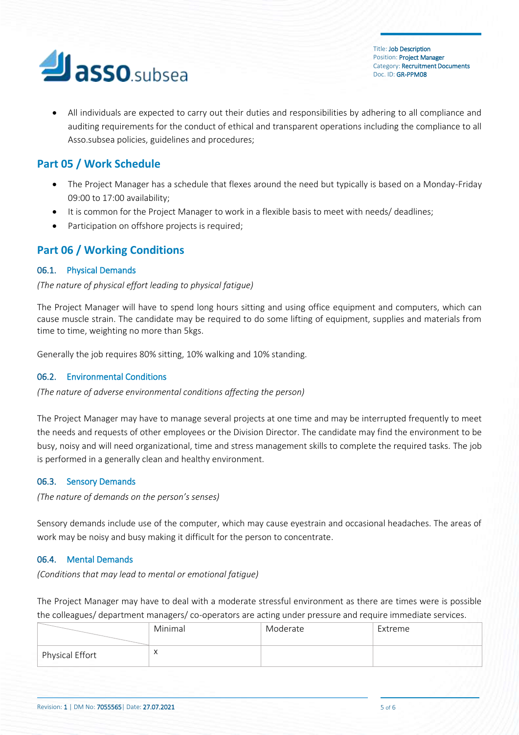- All individuals are expected to carry out their duties and responsibilities by adhering to all compliance and auditing requirements for the conduct of ethical and transparent operations including the compliance to all Asso.subsea policies, guidelines and procedures;

## Part 05 / Work Schedule

- The Project Manager has a schedule that flexes around the need but typically is based on a Monday-Friday 09:00 to 17:00 availability;
- It is common for the Project Manager to work in a flexible basis to meet with needs/ deadlines;
- Participation on offshore projects is required;

## Part 06 / Working Conditions

### 06.1. Physical Demands

*(The nature of physical effort leading to physical fatigue)*

The Project Manager will have to spend long hours sitting and using office equipment and computers, which can cause muscle strain. The candidate may be required to do some lifting of equipment, supplies and materials from time to time, weighting no more than 5kgs.

Generally the job requires 80% sitting, 10% walking and 10% standing.

### 06.2. Environmental Conditions

*(The nature of adverse environmental conditions affecting the person)*

The Project Manager may have to manage several projects at one time and may be interrupted frequently to meet the needs and requests of other employees or the Division Director. The candidate may find the environment to be busy, noisy and will need organizational, time and stress management skills to complete the required tasks. The job is performed in a generally clean and healthy environment.

### 06.3. Sensory Demands

*(The nature of demands on the person's senses)*

Sensory demands include use of the computer, which may cause eyestrain and occasional headaches. The areas of work may be noisy and busy making it difficult for the person to concentrate.

### 06.4. Mental Demands

*(Conditions that may lead to mental or emotional fatigue)*

The Project Manager may have to deal with a moderate stressful environment as there are times were is possible the colleagues/ department managers/ co-operators are acting under pressure and require immediate services.

| | Minimal | Moderate | Extreme |
|---|---|---|---|
| Physical Effort | x | | |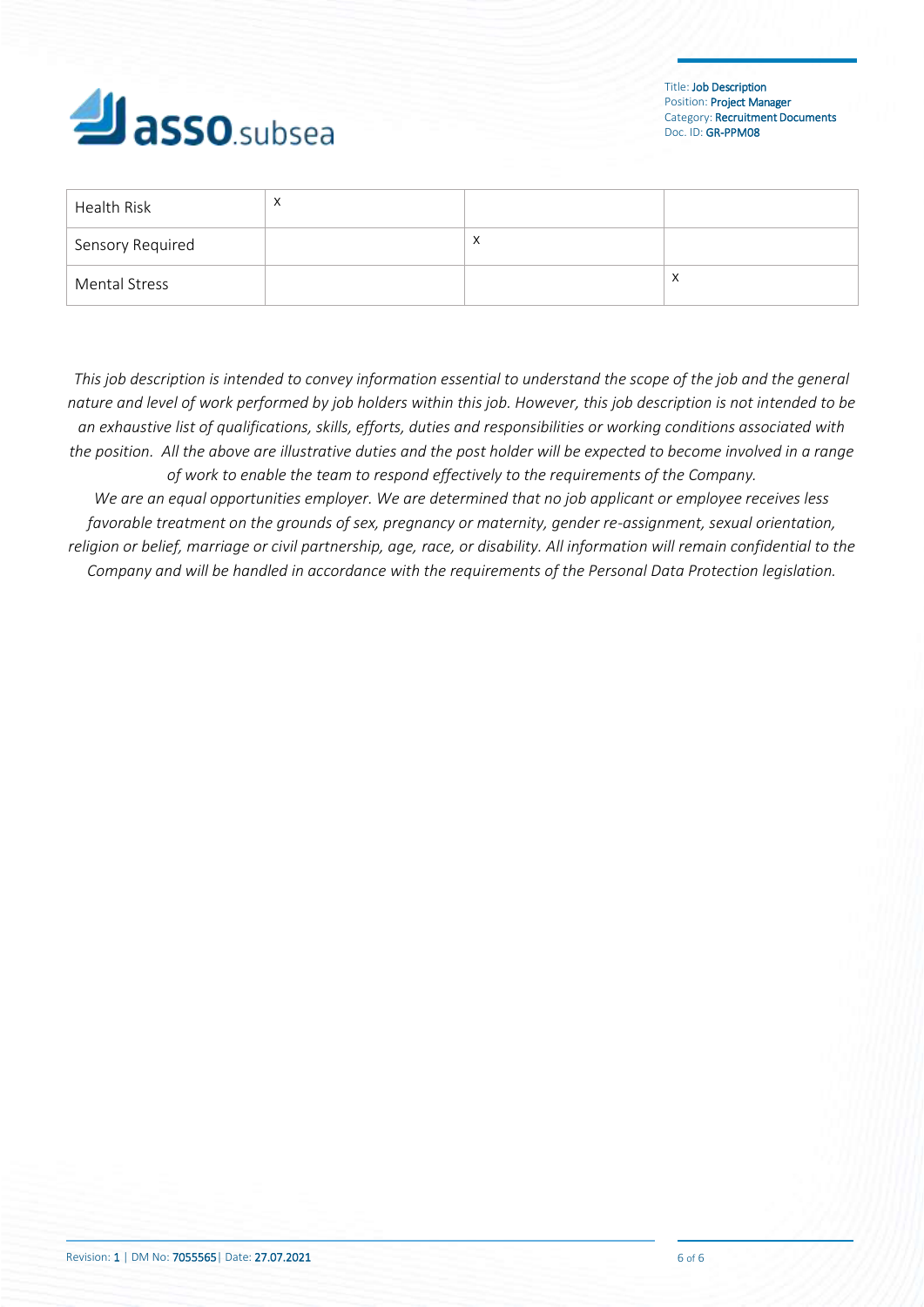| | | | |
|---|---|---|---|
| Health Risk | x | | |
| Sensory Required | | x | |
| Mental Stress | | | x |

*This job description is intended to convey information essential to understand the scope of the job and the general nature and level of work performed by job holders within this job. However, this job description is not intended to be an exhaustive list of qualifications, skills, efforts, duties and responsibilities or working conditions associated with the position. All the above are illustrative duties and the post holder will be expected to become involved in a range of work to enable the team to respond effectively to the requirements of the Company.*

*We are an equal opportunities employer. We are determined that no job applicant or employee receives less favorable treatment on the grounds of sex, pregnancy or maternity, gender re-assignment, sexual orientation, religion or belief, marriage or civil partnership, age, race, or disability. All information will remain confidential to the Company and will be handled in accordance with the requirements of the Personal Data Protection legislation.*